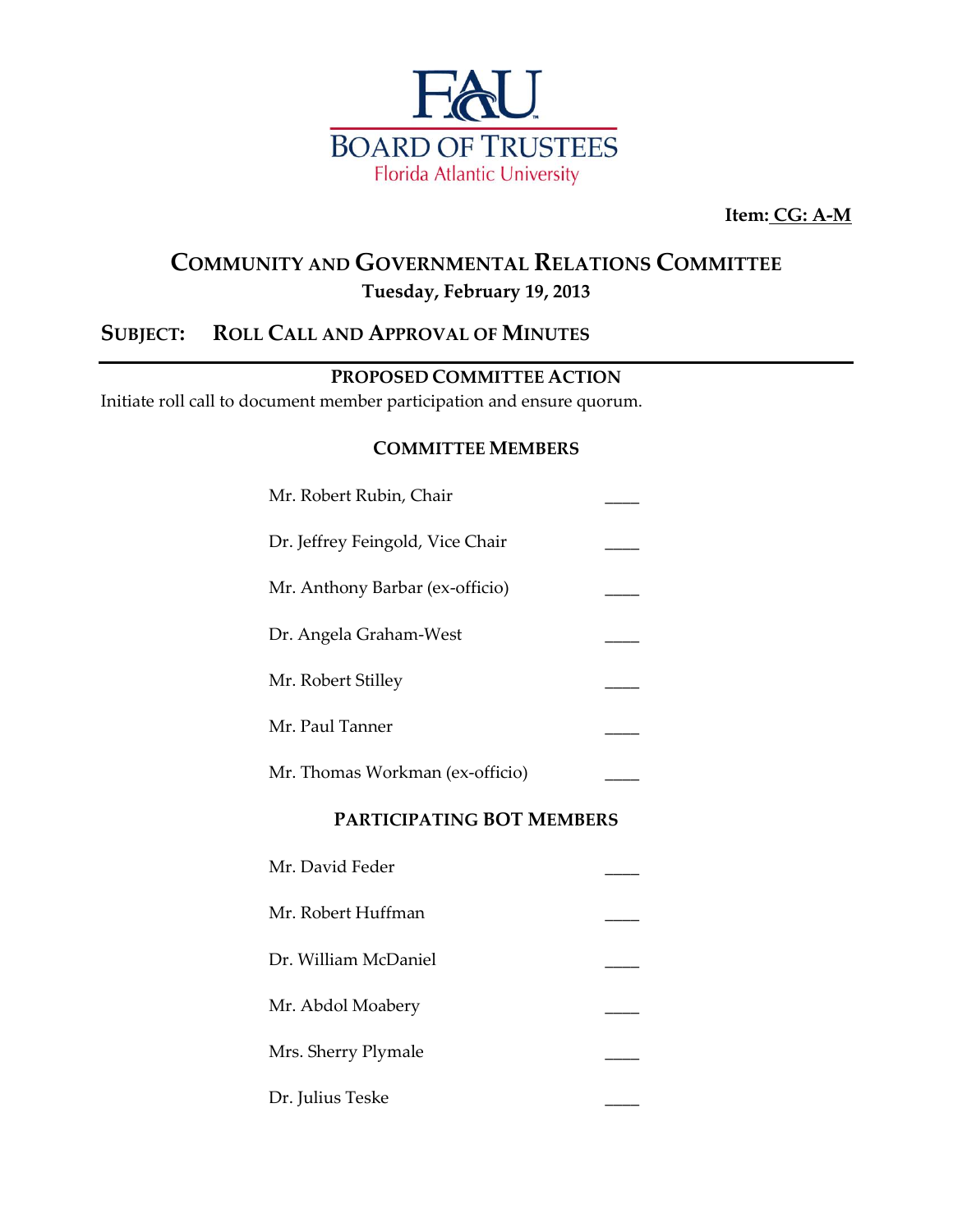FAU

BOARD OF TRUSTEES

Florida Atlantic University

**Item:** **CG: A-M**

# Community and Governmental Relations Committee

**Tuesday, February 19, 2013**

## SUBJECT: Roll Call and Approval of Minutes

---

### PROPOSED COMMITTEE ACTION

Initiate roll call to document member participation and ensure quorum.

### COMMITTEE MEMBERS

Mr. Robert Rubin, Chair ____

Dr. Jeffrey Feingold, Vice Chair ____

Mr. Anthony Barbar (ex-officio) ____

Dr. Angela Graham-West ____

Mr. Robert Stilley ____

Mr. Paul Tanner ____

Mr. Thomas Workman (ex-officio) ____

### PARTICIPATING BOT MEMBERS

Mr. David Feder ____

Mr. Robert Huffman ____

Dr. William McDaniel ____

Mr. Abdol Moabery ____

Mrs. Sherry Plymale ____

Dr. Julius Teske ____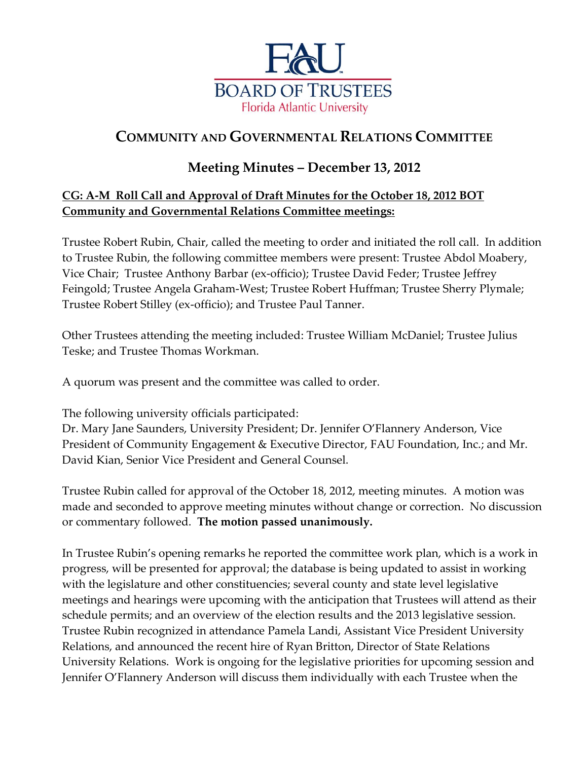# COMMUNITY AND GOVERNMENTAL RELATIONS COMMITTEE

## Meeting Minutes – December 13, 2012

**CG: A-M Roll Call and Approval of Draft Minutes for the October 18, 2012 BOT Community and Governmental Relations Committee meetings:**

Trustee Robert Rubin, Chair, called the meeting to order and initiated the roll call. In addition to Trustee Rubin, the following committee members were present: Trustee Abdol Moabery, Vice Chair; Trustee Anthony Barbar (ex-officio); Trustee David Feder; Trustee Jeffrey Feingold; Trustee Angela Graham-West; Trustee Robert Huffman; Trustee Sherry Plymale; Trustee Robert Stilley (ex-officio); and Trustee Paul Tanner.

Other Trustees attending the meeting included: Trustee William McDaniel; Trustee Julius Teske; and Trustee Thomas Workman.

A quorum was present and the committee was called to order.

The following university officials participated:
Dr. Mary Jane Saunders, University President; Dr. Jennifer O'Flannery Anderson, Vice President of Community Engagement & Executive Director, FAU Foundation, Inc.; and Mr. David Kian, Senior Vice President and General Counsel.

Trustee Rubin called for approval of the October 18, 2012, meeting minutes. A motion was made and seconded to approve meeting minutes without change or correction. No discussion or commentary followed. **The motion passed unanimously.**

In Trustee Rubin's opening remarks he reported the committee work plan, which is a work in progress, will be presented for approval; the database is being updated to assist in working with the legislature and other constituencies; several county and state level legislative meetings and hearings were upcoming with the anticipation that Trustees will attend as their schedule permits; and an overview of the election results and the 2013 legislative session. Trustee Rubin recognized in attendance Pamela Landi, Assistant Vice President University Relations, and announced the recent hire of Ryan Britton, Director of State Relations University Relations. Work is ongoing for the legislative priorities for upcoming session and Jennifer O'Flannery Anderson will discuss them individually with each Trustee when the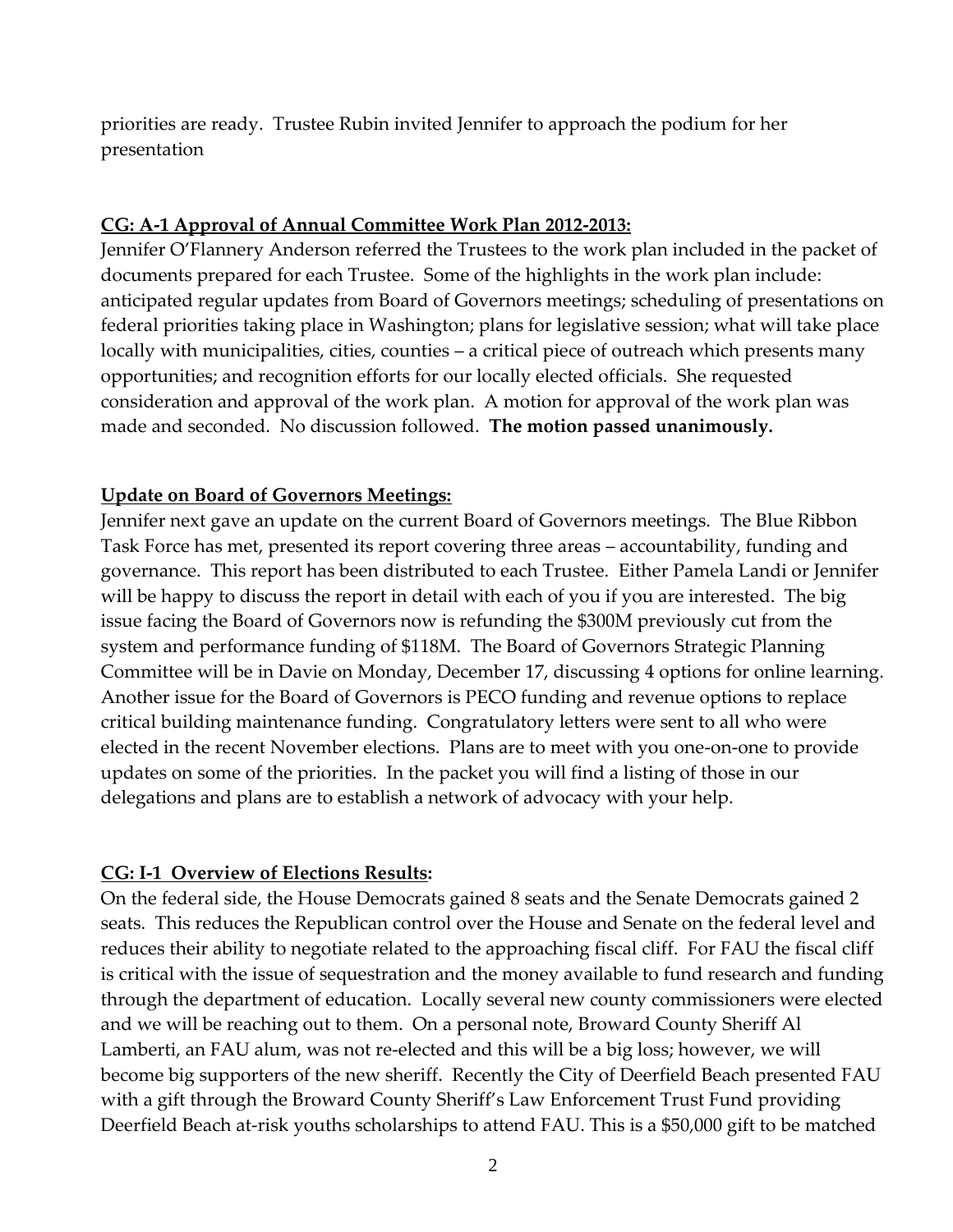priorities are ready. Trustee Rubin invited Jennifer to approach the podium for her presentation

**CG: A-1 Approval of Annual Committee Work Plan 2012-2013:**

Jennifer O'Flannery Anderson referred the Trustees to the work plan included in the packet of documents prepared for each Trustee. Some of the highlights in the work plan include: anticipated regular updates from Board of Governors meetings; scheduling of presentations on federal priorities taking place in Washington; plans for legislative session; what will take place locally with municipalities, cities, counties – a critical piece of outreach which presents many opportunities; and recognition efforts for our locally elected officials. She requested consideration and approval of the work plan. A motion for approval of the work plan was made and seconded. No discussion followed. **The motion passed unanimously.**

**Update on Board of Governors Meetings:**

Jennifer next gave an update on the current Board of Governors meetings. The Blue Ribbon Task Force has met, presented its report covering three areas – accountability, funding and governance. This report has been distributed to each Trustee. Either Pamela Landi or Jennifer will be happy to discuss the report in detail with each of you if you are interested. The big issue facing the Board of Governors now is refunding the $300M previously cut from the system and performance funding of $118M. The Board of Governors Strategic Planning Committee will be in Davie on Monday, December 17, discussing 4 options for online learning. Another issue for the Board of Governors is PECO funding and revenue options to replace critical building maintenance funding. Congratulatory letters were sent to all who were elected in the recent November elections. Plans are to meet with you one-on-one to provide updates on some of the priorities. In the packet you will find a listing of those in our delegations and plans are to establish a network of advocacy with your help.

**CG: I-1 Overview of Elections Results:**

On the federal side, the House Democrats gained 8 seats and the Senate Democrats gained 2 seats. This reduces the Republican control over the House and Senate on the federal level and reduces their ability to negotiate related to the approaching fiscal cliff. For FAU the fiscal cliff is critical with the issue of sequestration and the money available to fund research and funding through the department of education. Locally several new county commissioners were elected and we will be reaching out to them. On a personal note, Broward County Sheriff Al Lamberti, an FAU alum, was not re-elected and this will be a big loss; however, we will become big supporters of the new sheriff. Recently the City of Deerfield Beach presented FAU with a gift through the Broward County Sheriff's Law Enforcement Trust Fund providing Deerfield Beach at-risk youths scholarships to attend FAU. This is a $50,000 gift to be matched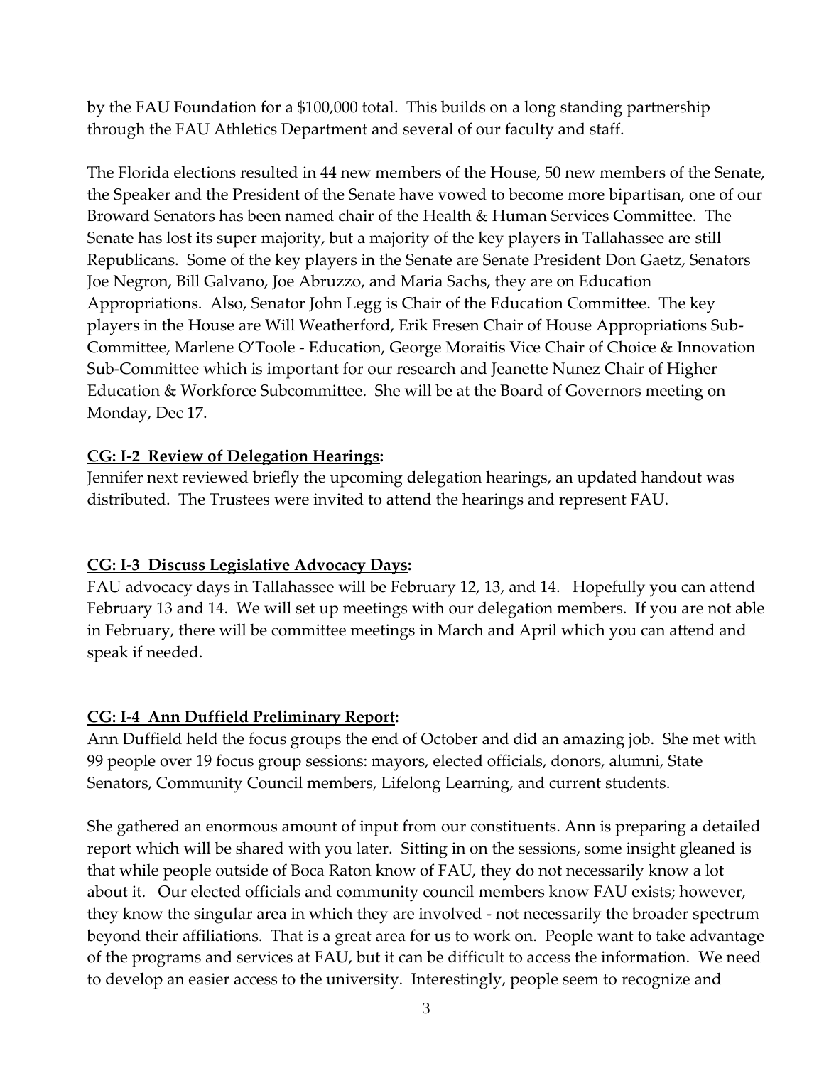by the FAU Foundation for a $100,000 total. This builds on a long standing partnership through the FAU Athletics Department and several of our faculty and staff.

The Florida elections resulted in 44 new members of the House, 50 new members of the Senate, the Speaker and the President of the Senate have vowed to become more bipartisan, one of our Broward Senators has been named chair of the Health & Human Services Committee. The Senate has lost its super majority, but a majority of the key players in Tallahassee are still Republicans. Some of the key players in the Senate are Senate President Don Gaetz, Senators Joe Negron, Bill Galvano, Joe Abruzzo, and Maria Sachs, they are on Education Appropriations. Also, Senator John Legg is Chair of the Education Committee. The key players in the House are Will Weatherford, Erik Fresen Chair of House Appropriations Sub-Committee, Marlene O'Toole - Education, George Moraitis Vice Chair of Choice & Innovation Sub-Committee which is important for our research and Jeanette Nunez Chair of Higher Education & Workforce Subcommittee. She will be at the Board of Governors meeting on Monday, Dec 17.

**CG: I-2 Review of Delegation Hearings:**

Jennifer next reviewed briefly the upcoming delegation hearings, an updated handout was distributed. The Trustees were invited to attend the hearings and represent FAU.

**CG: I-3 Discuss Legislative Advocacy Days:**

FAU advocacy days in Tallahassee will be February 12, 13, and 14. Hopefully you can attend February 13 and 14. We will set up meetings with our delegation members. If you are not able in February, there will be committee meetings in March and April which you can attend and speak if needed.

**CG: I-4 Ann Duffield Preliminary Report:**

Ann Duffield held the focus groups the end of October and did an amazing job. She met with 99 people over 19 focus group sessions: mayors, elected officials, donors, alumni, State Senators, Community Council members, Lifelong Learning, and current students.

She gathered an enormous amount of input from our constituents. Ann is preparing a detailed report which will be shared with you later. Sitting in on the sessions, some insight gleaned is that while people outside of Boca Raton know of FAU, they do not necessarily know a lot about it. Our elected officials and community council members know FAU exists; however, they know the singular area in which they are involved - not necessarily the broader spectrum beyond their affiliations. That is a great area for us to work on. People want to take advantage of the programs and services at FAU, but it can be difficult to access the information. We need to develop an easier access to the university. Interestingly, people seem to recognize and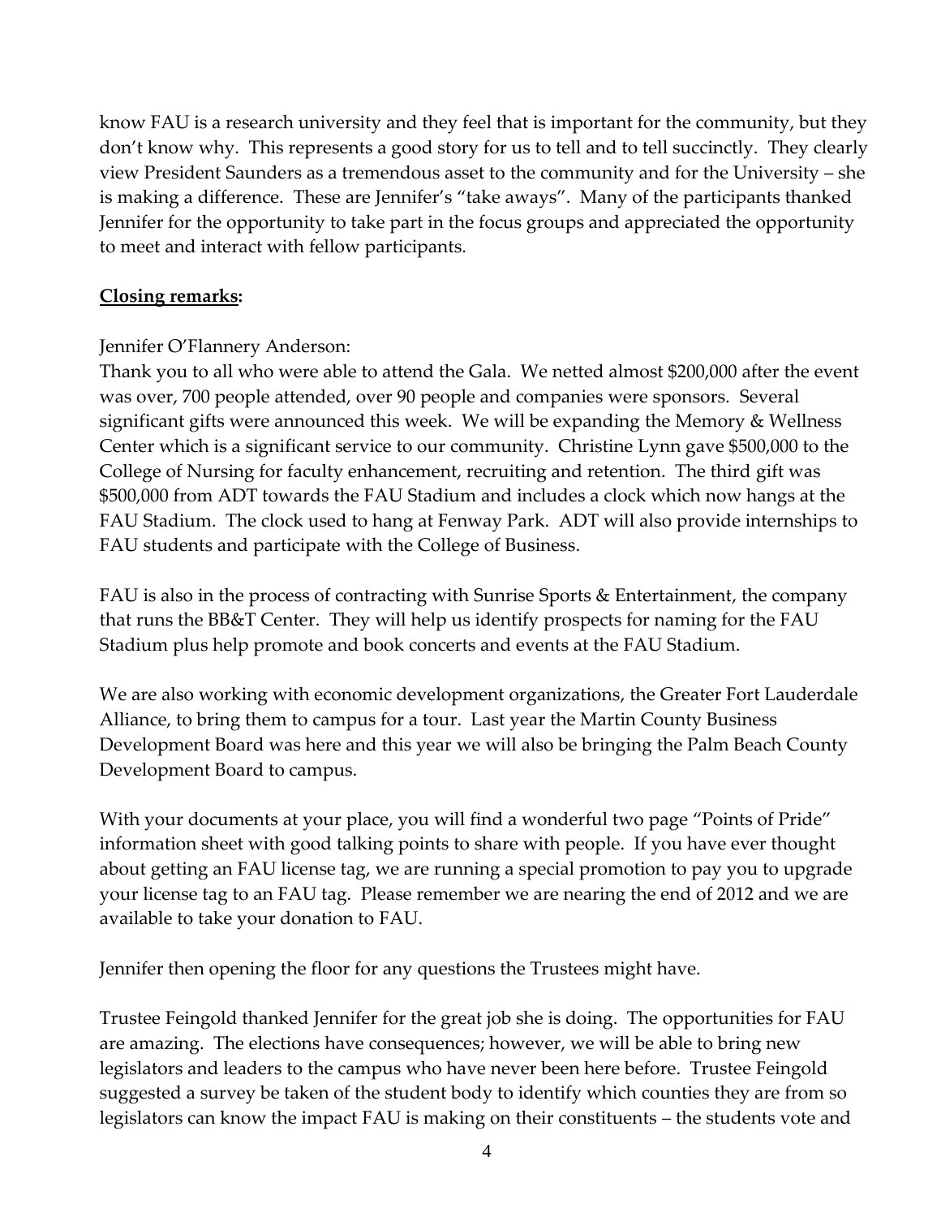know FAU is a research university and they feel that is important for the community, but they don't know why. This represents a good story for us to tell and to tell succinctly. They clearly view President Saunders as a tremendous asset to the community and for the University – she is making a difference. These are Jennifer's "take aways". Many of the participants thanked Jennifer for the opportunity to take part in the focus groups and appreciated the opportunity to meet and interact with fellow participants.

**Closing remarks:**

Jennifer O'Flannery Anderson:
Thank you to all who were able to attend the Gala. We netted almost $200,000 after the event was over, 700 people attended, over 90 people and companies were sponsors. Several significant gifts were announced this week. We will be expanding the Memory & Wellness Center which is a significant service to our community. Christine Lynn gave $500,000 to the College of Nursing for faculty enhancement, recruiting and retention. The third gift was $500,000 from ADT towards the FAU Stadium and includes a clock which now hangs at the FAU Stadium. The clock used to hang at Fenway Park. ADT will also provide internships to FAU students and participate with the College of Business.

FAU is also in the process of contracting with Sunrise Sports & Entertainment, the company that runs the BB&T Center. They will help us identify prospects for naming for the FAU Stadium plus help promote and book concerts and events at the FAU Stadium.

We are also working with economic development organizations, the Greater Fort Lauderdale Alliance, to bring them to campus for a tour. Last year the Martin County Business Development Board was here and this year we will also be bringing the Palm Beach County Development Board to campus.

With your documents at your place, you will find a wonderful two page "Points of Pride" information sheet with good talking points to share with people. If you have ever thought about getting an FAU license tag, we are running a special promotion to pay you to upgrade your license tag to an FAU tag. Please remember we are nearing the end of 2012 and we are available to take your donation to FAU.

Jennifer then opening the floor for any questions the Trustees might have.

Trustee Feingold thanked Jennifer for the great job she is doing. The opportunities for FAU are amazing. The elections have consequences; however, we will be able to bring new legislators and leaders to the campus who have never been here before. Trustee Feingold suggested a survey be taken of the student body to identify which counties they are from so legislators can know the impact FAU is making on their constituents – the students vote and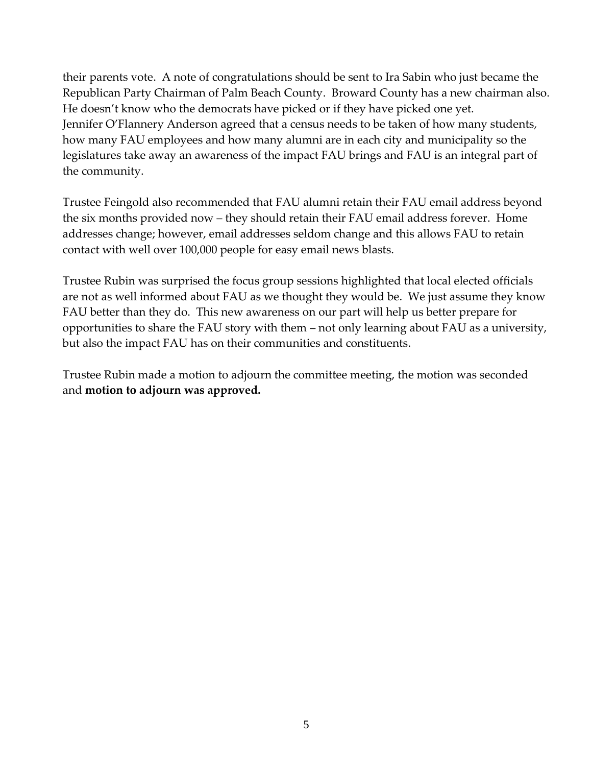their parents vote. A note of congratulations should be sent to Ira Sabin who just became the Republican Party Chairman of Palm Beach County. Broward County has a new chairman also. He doesn't know who the democrats have picked or if they have picked one yet.
Jennifer O'Flannery Anderson agreed that a census needs to be taken of how many students, how many FAU employees and how many alumni are in each city and municipality so the legislatures take away an awareness of the impact FAU brings and FAU is an integral part of the community.

Trustee Feingold also recommended that FAU alumni retain their FAU email address beyond the six months provided now – they should retain their FAU email address forever. Home addresses change; however, email addresses seldom change and this allows FAU to retain contact with well over 100,000 people for easy email news blasts.

Trustee Rubin was surprised the focus group sessions highlighted that local elected officials are not as well informed about FAU as we thought they would be. We just assume they know FAU better than they do. This new awareness on our part will help us better prepare for opportunities to share the FAU story with them – not only learning about FAU as a university, but also the impact FAU has on their communities and constituents.

Trustee Rubin made a motion to adjourn the committee meeting, the motion was seconded and **motion to adjourn was approved.**